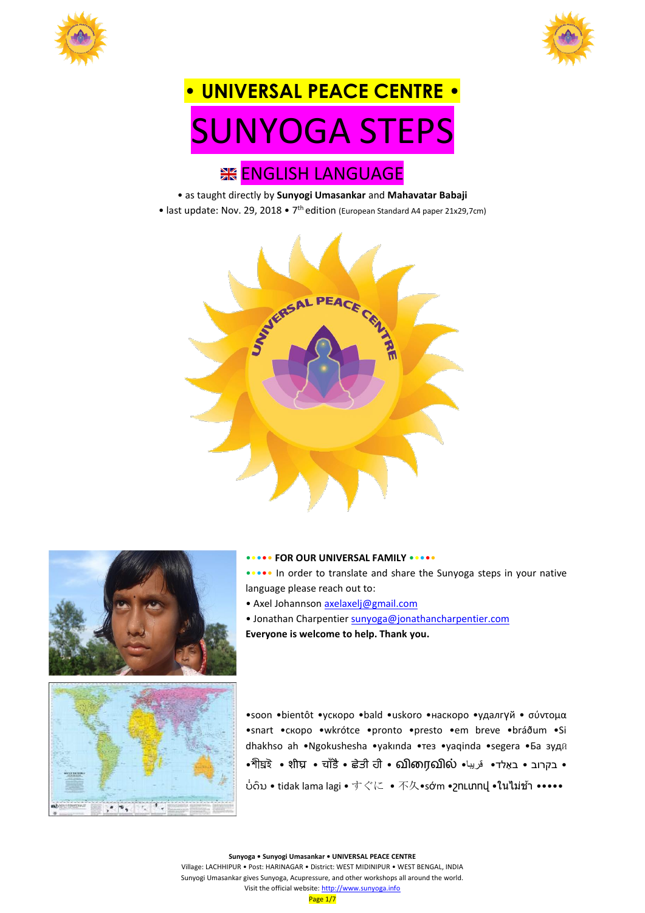# • UNIVERSAL PEACE CENTRE •

# SUNYOGA STEPS

## ENGLISH LANGUAGE

• as taught directly by **Sunyogi Umasankar** and **Mahavatar Babaji**

• last update: Nov. 29, 2018 • 7th edition (European Standard A4 paper 21x29,7cm)

**••••• FOR OUR UNIVERSAL FAMILY •••••**

••••• In order to translate and share the Sunyoga steps in your native language please reach out to:

• Axel Johannson axelaxelj@gmail.com

• Jonathan Charpentier sunyoga@jonathancharpentier.com

**Everyone is welcome to help. Thank you.**

•soon •bientôt •ускоро •bald •uskoro •наскоро •удалгүй • σύντομα •snart •скоро •wkrótce •pronto •presto •em breve •bráðum •Si dhakhso ah •Ngokusheshа •yakında •тез •yaqinda •segera •Ба зудӣ •शीघ्र • शीघ्र • चाँडै • ਛੇਤੀ ਹੀ • விரைவில் •قريبا •באָלד • בקרוב • ບໍ່ດົນ • tidak lama lagi • すぐに • 不久•sớm •շուտով •ในไม่ช้า •••••

Sunyoga • Sunyogi Umasankar • UNIVERSAL PEACE CENTRE

Village: LACHHIPUR • Post: HARINAGAR • District: WEST MIDINIPUR • WEST BENGAL, INDIA

Sunyogi Umasankar gives Sunyoga, Acupressure, and other workshops all around the world.

Visit the official website: http://www.sunyoga.info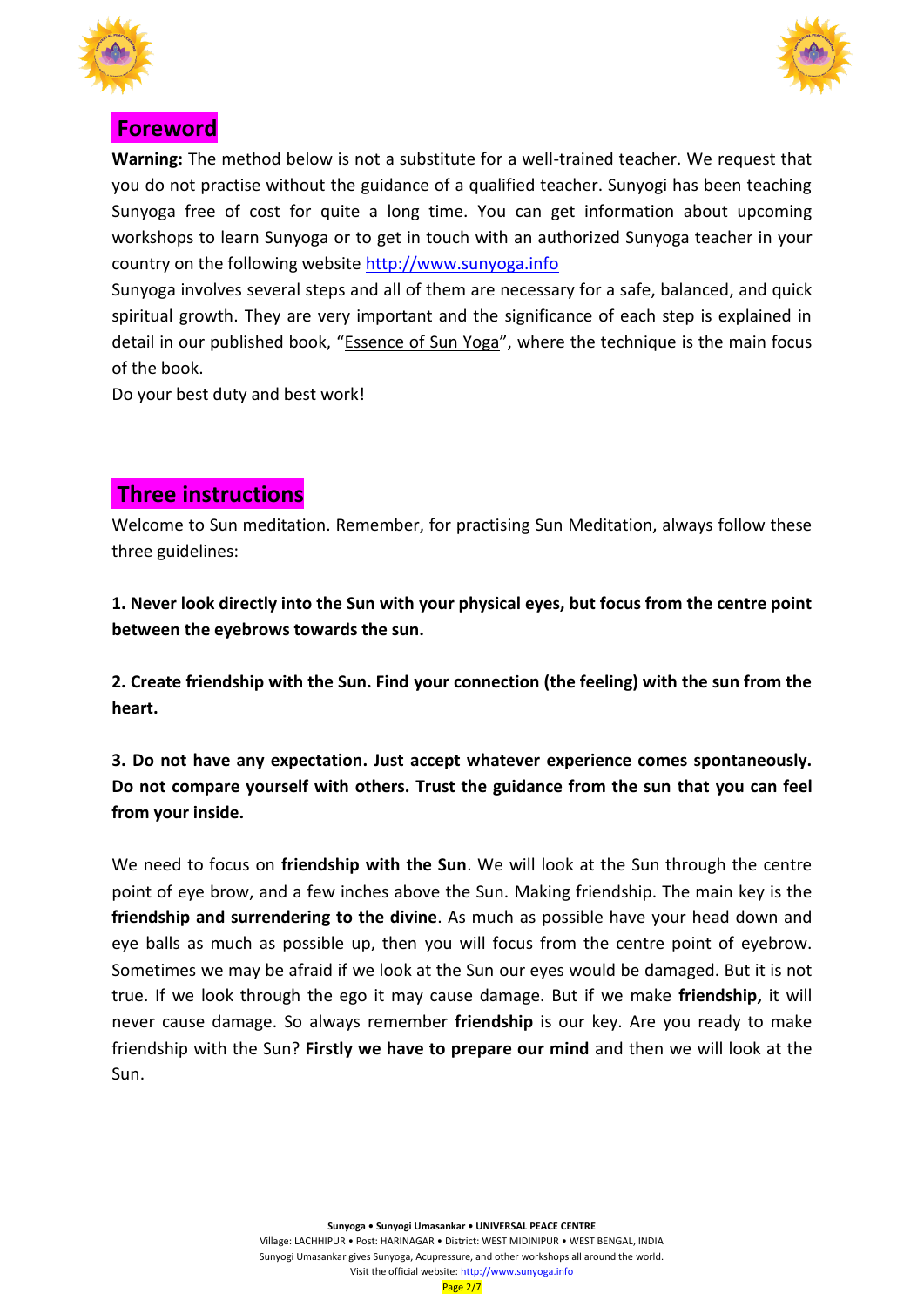## Foreword

**Warning:** The method below is not a substitute for a well-trained teacher. We request that you do not practise without the guidance of a qualified teacher. Sunyogi has been teaching Sunyoga free of cost for quite a long time. You can get information about upcoming workshops to learn Sunyoga or to get in touch with an authorized Sunyoga teacher in your country on the following website http://www.sunyoga.info

Sunyoga involves several steps and all of them are necessary for a safe, balanced, and quick spiritual growth. They are very important and the significance of each step is explained in detail in our published book, "Essence of Sun Yoga", where the technique is the main focus of the book.

Do your best duty and best work!

## Three instructions

Welcome to Sun meditation. Remember, for practising Sun Meditation, always follow these three guidelines:

**1. Never look directly into the Sun with your physical eyes, but focus from the centre point between the eyebrows towards the sun.**

**2. Create friendship with the Sun. Find your connection (the feeling) with the sun from the heart.**

**3. Do not have any expectation. Just accept whatever experience comes spontaneously. Do not compare yourself with others. Trust the guidance from the sun that you can feel from your inside.**

We need to focus on **friendship with the Sun**. We will look at the Sun through the centre point of eye brow, and a few inches above the Sun. Making friendship. The main key is the **friendship and surrendering to the divine**. As much as possible have your head down and eye balls as much as possible up, then you will focus from the centre point of eyebrow. Sometimes we may be afraid if we look at the Sun our eyes would be damaged. But it is not true. If we look through the ego it may cause damage. But if we make **friendship,** it will never cause damage. So always remember **friendship** is our key. Are you ready to make friendship with the Sun? **Firstly we have to prepare our mind** and then we will look at the Sun.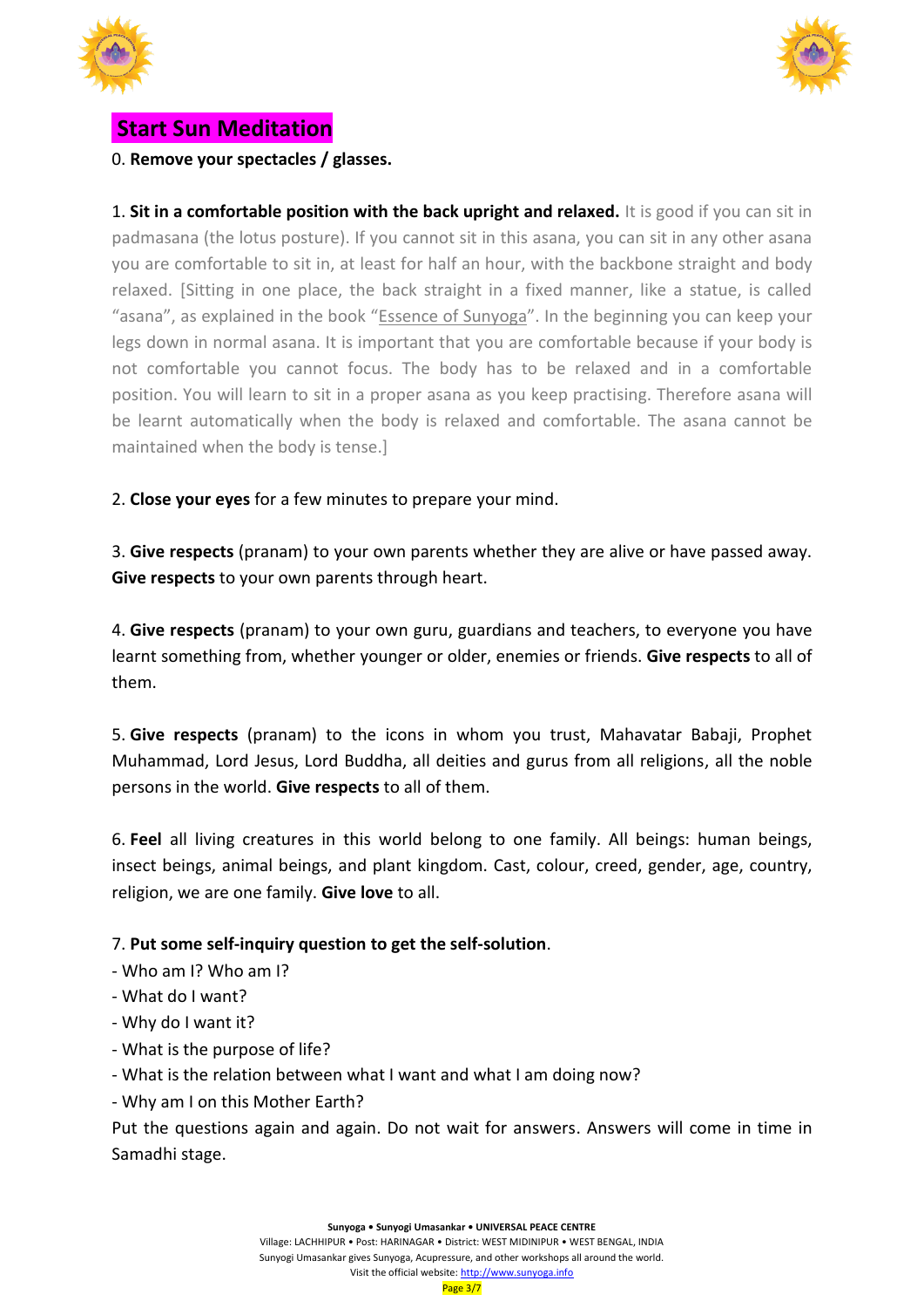## Start Sun Meditation

0. **Remove your spectacles / glasses.**

1. **Sit in a comfortable position with the back upright and relaxed.** It is good if you can sit in padmasana (the lotus posture). If you cannot sit in this asana, you can sit in any other asana you are comfortable to sit in, at least for half an hour, with the backbone straight and body relaxed. [Sitting in one place, the back straight in a fixed manner, like a statue, is called "asana", as explained in the book "Essence of Sunyoga". In the beginning you can keep your legs down in normal asana. It is important that you are comfortable because if your body is not comfortable you cannot focus. The body has to be relaxed and in a comfortable position. You will learn to sit in a proper asana as you keep practising. Therefore asana will be learnt automatically when the body is relaxed and comfortable. The asana cannot be maintained when the body is tense.]

2. **Close your eyes** for a few minutes to prepare your mind.

3. **Give respects** (pranam) to your own parents whether they are alive or have passed away. **Give respects** to your own parents through heart.

4. **Give respects** (pranam) to your own guru, guardians and teachers, to everyone you have learnt something from, whether younger or older, enemies or friends. **Give respects** to all of them.

5. **Give respects** (pranam) to the icons in whom you trust, Mahavatar Babaji, Prophet Muhammad, Lord Jesus, Lord Buddha, all deities and gurus from all religions, all the noble persons in the world. **Give respects** to all of them.

6. **Feel** all living creatures in this world belong to one family. All beings: human beings, insect beings, animal beings, and plant kingdom. Cast, colour, creed, gender, age, country, religion, we are one family. **Give love** to all.

7. **Put some self-inquiry question to get the self-solution**.
- Who am I? Who am I?
- What do I want?
- Why do I want it?
- What is the purpose of life?
- What is the relation between what I want and what I am doing now?
- Why am I on this Mother Earth?

Put the questions again and again. Do not wait for answers. Answers will come in time in Samadhi stage.

**Sunyoga • Sunyogi Umasankar • UNIVERSAL PEACE CENTRE**
Village: LACHHIPUR • Post: HARINAGAR • District: WEST MIDINIPUR • WEST BENGAL, INDIA
Sunyogi Umasankar gives Sunyoga, Acupressure, and other workshops all around the world.
Visit the official website: http://www.sunyoga.info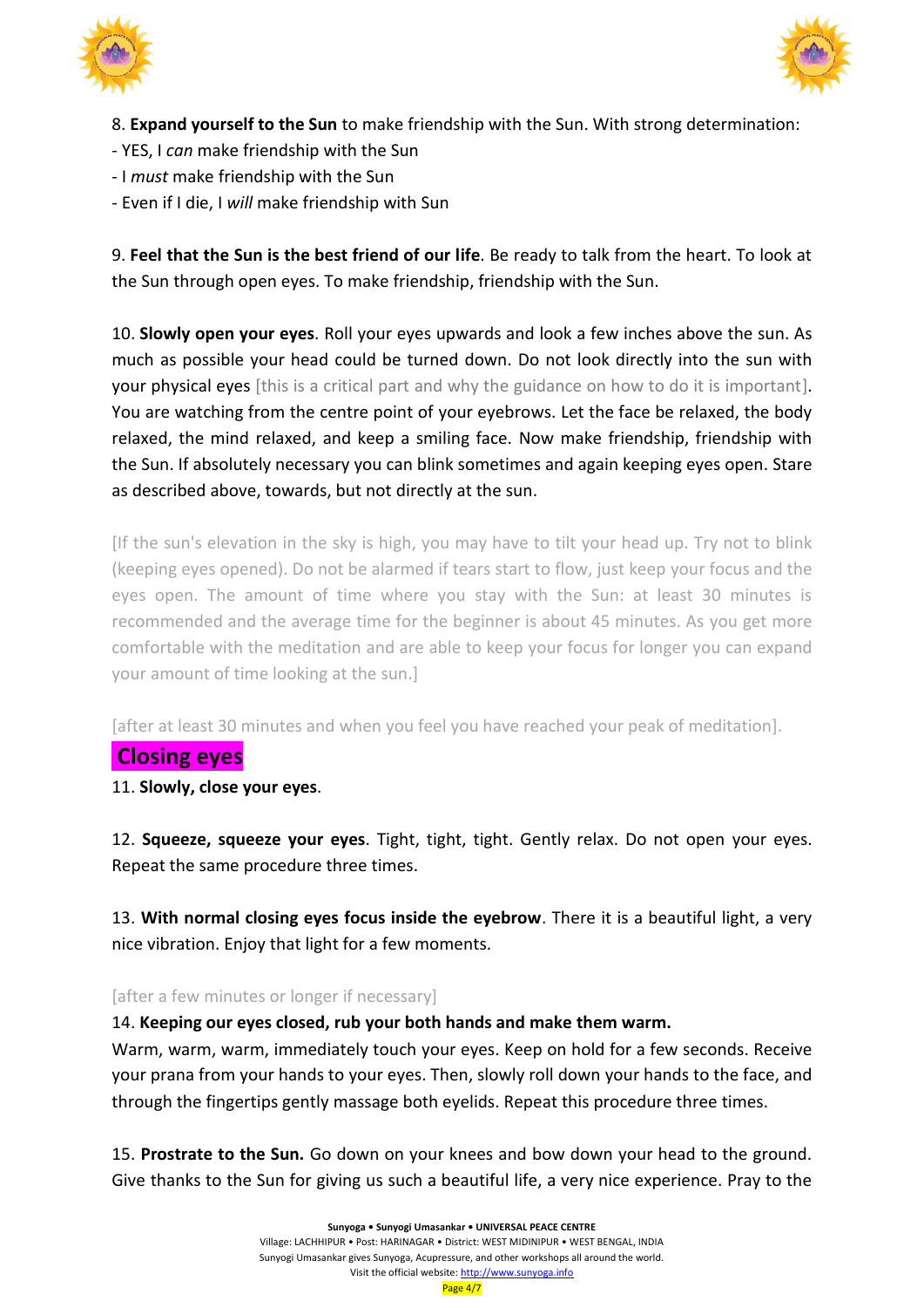8. **Expand yourself to the Sun** to make friendship with the Sun. With strong determination:
- YES, I *can* make friendship with the Sun
- I *must* make friendship with the Sun
- Even if I die, I *will* make friendship with Sun

9. **Feel that the Sun is the best friend of our life**. Be ready to talk from the heart. To look at the Sun through open eyes. To make friendship, friendship with the Sun.

10. **Slowly open your eyes**. Roll your eyes upwards and look a few inches above the sun. As much as possible your head could be turned down. Do not look directly into the sun with your physical eyes [this is a critical part and why the guidance on how to do it is important]. You are watching from the centre point of your eyebrows. Let the face be relaxed, the body relaxed, the mind relaxed, and keep a smiling face. Now make friendship, friendship with the Sun. If absolutely necessary you can blink sometimes and again keeping eyes open. Stare as described above, towards, but not directly at the sun.

[If the sun's elevation in the sky is high, you may have to tilt your head up. Try not to blink (keeping eyes opened). Do not be alarmed if tears start to flow, just keep your focus and the eyes open. The amount of time where you stay with the Sun: at least 30 minutes is recommended and the average time for the beginner is about 45 minutes. As you get more comfortable with the meditation and are able to keep your focus for longer you can expand your amount of time looking at the sun.]

[after at least 30 minutes and when you feel you have reached your peak of meditation].

## Closing eyes

11. **Slowly, close your eyes**.

12. **Squeeze, squeeze your eyes**. Tight, tight, tight. Gently relax. Do not open your eyes. Repeat the same procedure three times.

13. **With normal closing eyes focus inside the eyebrow**. There it is a beautiful light, a very nice vibration. Enjoy that light for a few moments.

[after a few minutes or longer if necessary]

14. **Keeping our eyes closed, rub your both hands and make them warm.**
Warm, warm, warm, immediately touch your eyes. Keep on hold for a few seconds. Receive your prana from your hands to your eyes. Then, slowly roll down your hands to the face, and through the fingertips gently massage both eyelids. Repeat this procedure three times.

15. **Prostrate to the Sun.** Go down on your knees and bow down your head to the ground. Give thanks to the Sun for giving us such a beautiful life, a very nice experience. Pray to the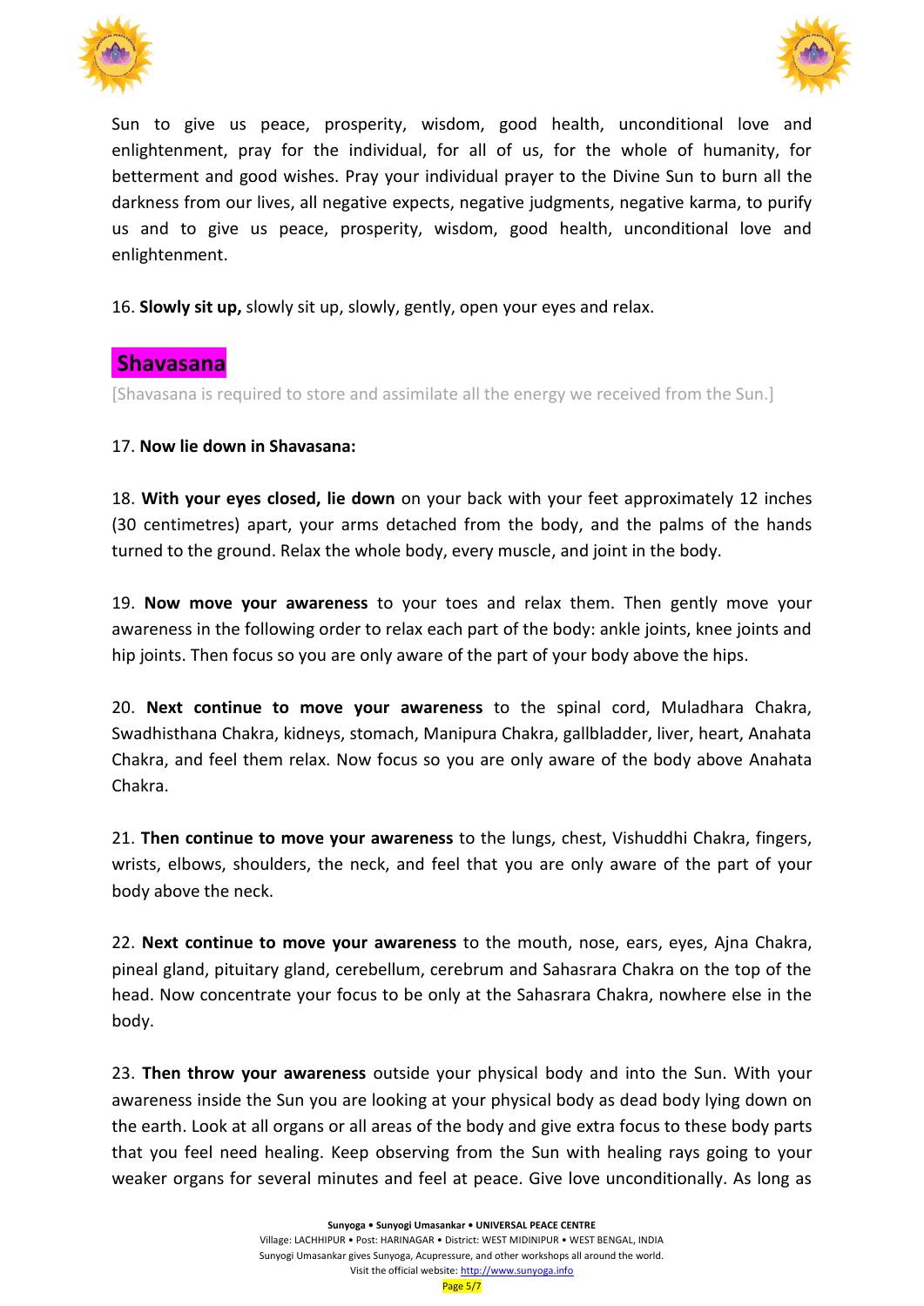Sun to give us peace, prosperity, wisdom, good health, unconditional love and enlightenment, pray for the individual, for all of us, for the whole of humanity, for betterment and good wishes. Pray your individual prayer to the Divine Sun to burn all the darkness from our lives, all negative expects, negative judgments, negative karma, to purify us and to give us peace, prosperity, wisdom, good health, unconditional love and enlightenment.

16. **Slowly sit up,** slowly sit up, slowly, gently, open your eyes and relax.

## Shavasana

[Shavasana is required to store and assimilate all the energy we received from the Sun.]

17. **Now lie down in Shavasana:**

18. **With your eyes closed, lie down** on your back with your feet approximately 12 inches (30 centimetres) apart, your arms detached from the body, and the palms of the hands turned to the ground. Relax the whole body, every muscle, and joint in the body.

19. **Now move your awareness** to your toes and relax them. Then gently move your awareness in the following order to relax each part of the body: ankle joints, knee joints and hip joints. Then focus so you are only aware of the part of your body above the hips.

20. **Next continue to move your awareness** to the spinal cord, Muladhara Chakra, Swadhisthana Chakra, kidneys, stomach, Manipura Chakra, gallbladder, liver, heart, Anahata Chakra, and feel them relax. Now focus so you are only aware of the body above Anahata Chakra.

21. **Then continue to move your awareness** to the lungs, chest, Vishuddhi Chakra, fingers, wrists, elbows, shoulders, the neck, and feel that you are only aware of the part of your body above the neck.

22. **Next continue to move your awareness** to the mouth, nose, ears, eyes, Ajna Chakra, pineal gland, pituitary gland, cerebellum, cerebrum and Sahasrara Chakra on the top of the head. Now concentrate your focus to be only at the Sahasrara Chakra, nowhere else in the body.

23. **Then throw your awareness** outside your physical body and into the Sun. With your awareness inside the Sun you are looking at your physical body as dead body lying down on the earth. Look at all organs or all areas of the body and give extra focus to these body parts that you feel need healing. Keep observing from the Sun with healing rays going to your weaker organs for several minutes and feel at peace. Give love unconditionally. As long as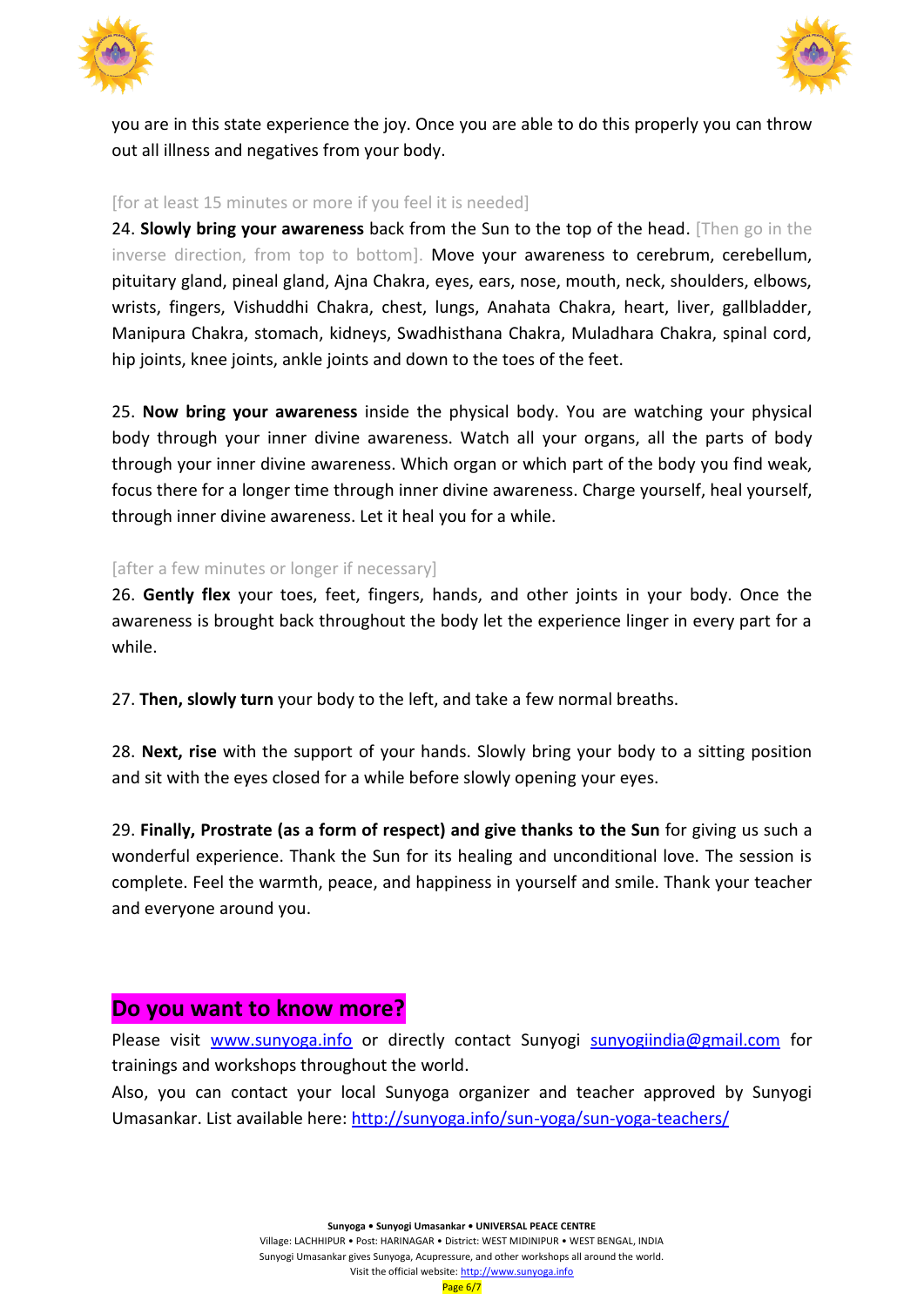you are in this state experience the joy. Once you are able to do this properly you can throw out all illness and negatives from your body.

[for at least 15 minutes or more if you feel it is needed]

24. **Slowly bring your awareness** back from the Sun to the top of the head. [Then go in the inverse direction, from top to bottom]. Move your awareness to cerebrum, cerebellum, pituitary gland, pineal gland, Ajna Chakra, eyes, ears, nose, mouth, neck, shoulders, elbows, wrists, fingers, Vishuddhi Chakra, chest, lungs, Anahata Chakra, heart, liver, gallbladder, Manipura Chakra, stomach, kidneys, Swadhisthana Chakra, Muladhara Chakra, spinal cord, hip joints, knee joints, ankle joints and down to the toes of the feet.

25. **Now bring your awareness** inside the physical body. You are watching your physical body through your inner divine awareness. Watch all your organs, all the parts of body through your inner divine awareness. Which organ or which part of the body you find weak, focus there for a longer time through inner divine awareness. Charge yourself, heal yourself, through inner divine awareness. Let it heal you for a while.

[after a few minutes or longer if necessary]

26. **Gently flex** your toes, feet, fingers, hands, and other joints in your body. Once the awareness is brought back throughout the body let the experience linger in every part for a while.

27. **Then, slowly turn** your body to the left, and take a few normal breaths.

28. **Next, rise** with the support of your hands. Slowly bring your body to a sitting position and sit with the eyes closed for a while before slowly opening your eyes.

29. **Finally, Prostrate (as a form of respect) and give thanks to the Sun** for giving us such a wonderful experience. Thank the Sun for its healing and unconditional love. The session is complete. Feel the warmth, peace, and happiness in yourself and smile. Thank your teacher and everyone around you.

## Do you want to know more?

Please visit www.sunyoga.info or directly contact Sunyogi sunyogiindia@gmail.com for trainings and workshops throughout the world.

Also, you can contact your local Sunyoga organizer and teacher approved by Sunyogi Umasankar. List available here: http://sunyoga.info/sun-yoga/sun-yoga-teachers/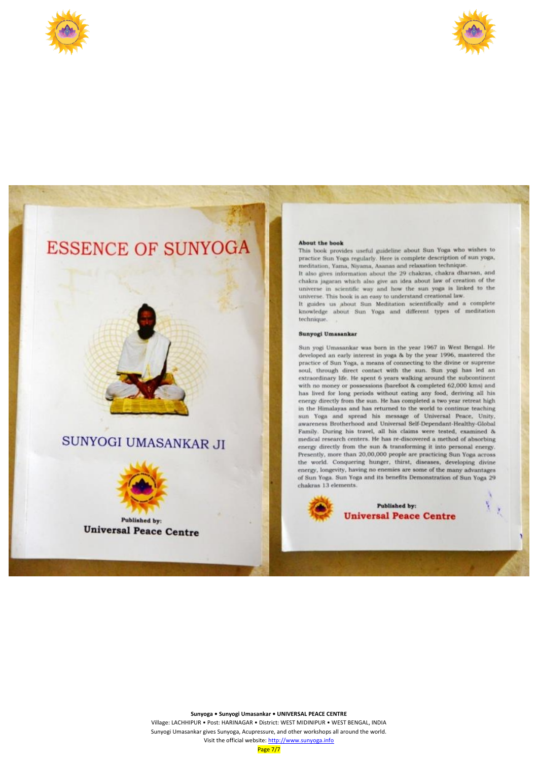# ESSENCE OF SUNYOGA

SUNYOGI UMASANKAR JI

Published by:
**Universal Peace Centre**

**About the book**

This book provides useful guideline about Sun Yoga who wishes to practice Sun Yoga regularly. Here is complete description of sun yoga, meditation, Yama, Niyama, Asanas and relaxation technique.

It also gives information about the 29 chakras, chakra dharsan, and chakra jagaran which also give an idea about law of creation of the universe in scientific way and how the sun yoga is linked to the universe. This book is an easy to understand creational law.

It guides us about Sun Meditation scientifically and a complete knowledge about Sun Yoga and different types of meditation technique.

**Sunyogi Umasankar**

Sun yogi Umasankar was born in the year 1967 in West Bengal. He developed an early interest in yoga & by the year 1996, mastered the practice of Sun Yoga, a means of connecting to the divine or supreme soul, through direct contact with the sun. Sun yogi has led an extraordinary life. He spent 6 years walking around the subcontinent with no money or possessions (barefoot & completed 62,000 kms) and has lived for long periods without eating any food, deriving all his energy directly from the sun. He has completed a two year retreat high in the Himalayas and has returned to the world to continue teaching sun Yoga and spread his message of Universal Peace, Unity, awareness Brotherhood and Universal Self-Dependant-Healthy-Global Family. During his travel, all his claims were tested, examined & medical research centers. He has re-discovered a method of absorbing energy directly from the sun & transforming it into personal energy. Presently, more than 20,00,000 people are practicing Sun Yoga across the world. Conquering hunger, thirst, diseases, developing divine energy, longevity, having no enemies are some of the many advantages of Sun Yoga. Sun Yoga and its benefits Demonstration of Sun Yoga 29 chakras 13 elements.

Published by:
**Universal Peace Centre**

**Sunyoga • Sunyogi Umasankar • UNIVERSAL PEACE CENTRE**
Village: LACHHIPUR • Post: HARINAGAR • District: WEST MIDINIPUR • WEST BENGAL, INDIA
Sunyogi Umasankar gives Sunyoga, Acupressure, and other workshops all around the world.
Visit the official website: http://www.sunyoga.info